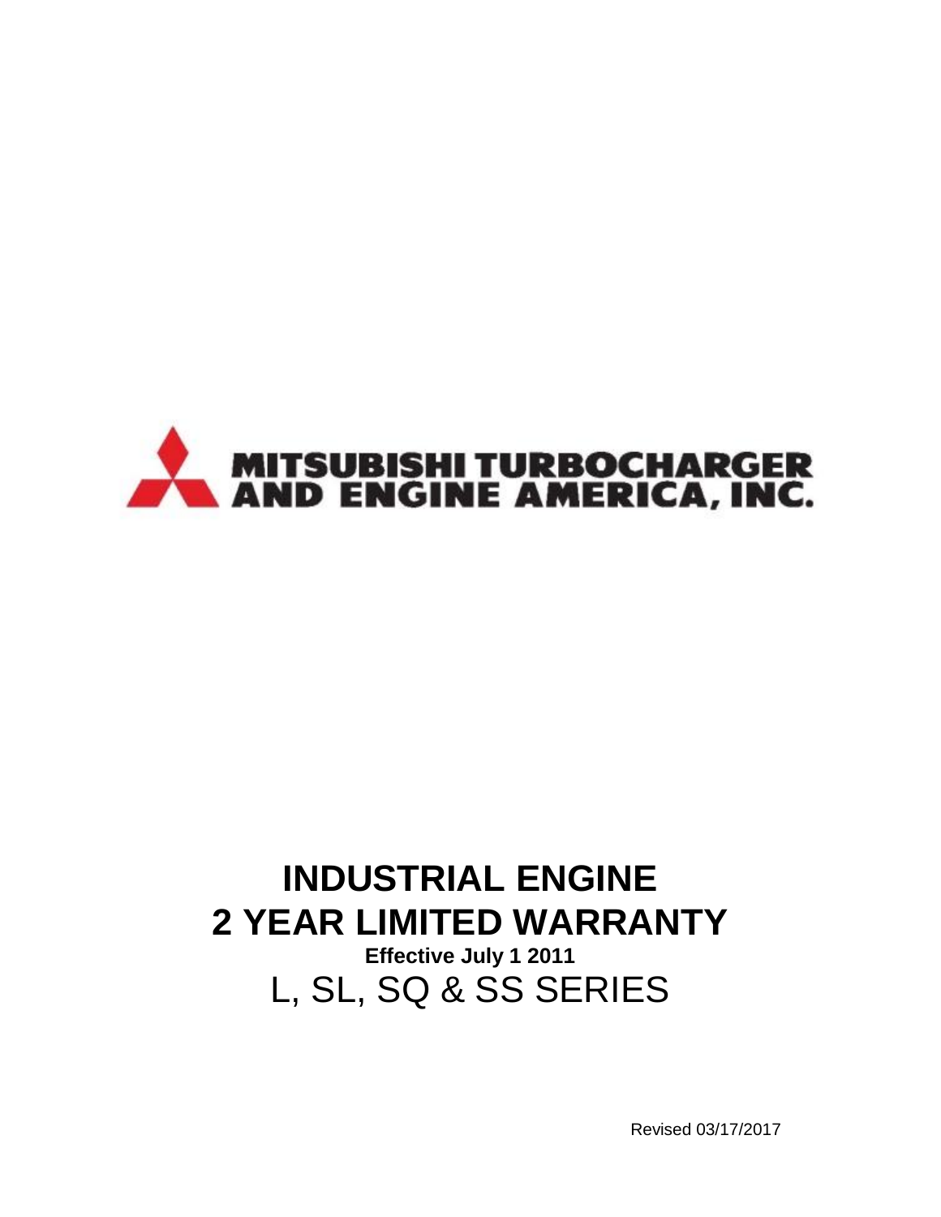MITSUBISHI TURBOCHARGER AND ENGINE AMERICA, INC.

# INDUSTRIAL ENGINE
# 2 YEAR LIMITED WARRANTY

**Effective July 1 2011**

## L, SL, SQ & SS SERIES

Revised 03/17/2017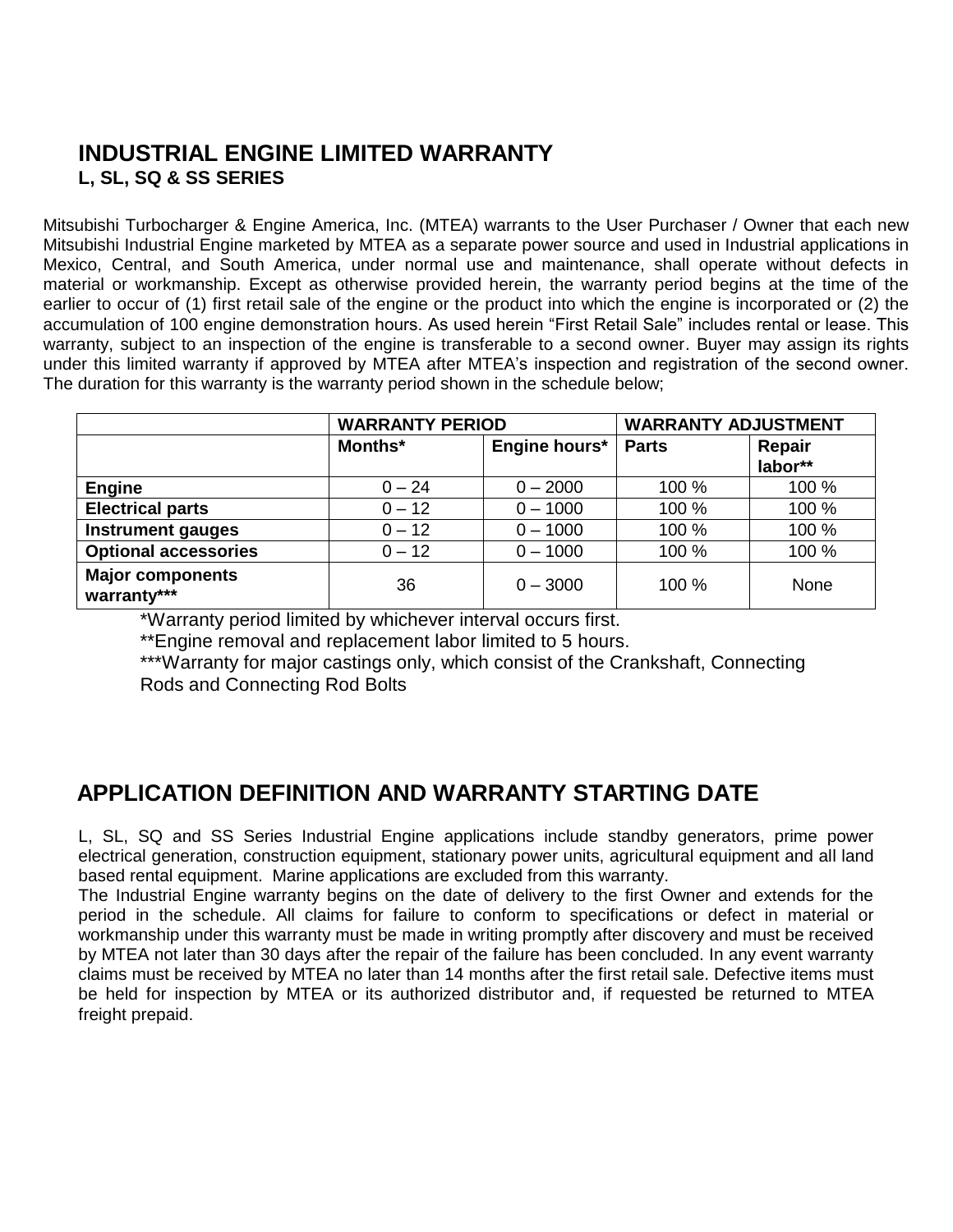## INDUSTRIAL ENGINE LIMITED WARRANTY
### L, SL, SQ & SS SERIES

Mitsubishi Turbocharger & Engine America, Inc. (MTEA) warrants to the User Purchaser / Owner that each new Mitsubishi Industrial Engine marketed by MTEA as a separate power source and used in Industrial applications in Mexico, Central, and South America, under normal use and maintenance, shall operate without defects in material or workmanship. Except as otherwise provided herein, the warranty period begins at the time of the earlier to occur of (1) first retail sale of the engine or the product into which the engine is incorporated or (2) the accumulation of 100 engine demonstration hours. As used herein "First Retail Sale" includes rental or lease. This warranty, subject to an inspection of the engine is transferable to a second owner. Buyer may assign its rights under this limited warranty if approved by MTEA after MTEA's inspection and registration of the second owner. The duration for this warranty is the warranty period shown in the schedule below;

| | **WARRANTY PERIOD** | | **WARRANTY ADJUSTMENT** | |
|---|---|---|---|---|
| | **Months*** | **Engine hours*** | **Parts** | **Repair labor**** |
| **Engine** | 0 – 24 | 0 – 2000 | 100 % | 100 % |
| **Electrical parts** | 0 – 12 | 0 – 1000 | 100 % | 100 % |
| **Instrument gauges** | 0 – 12 | 0 – 1000 | 100 % | 100 % |
| **Optional accessories** | 0 – 12 | 0 – 1000 | 100 % | 100 % |
| **Major components warranty***** | 36 | 0 – 3000 | 100 % | None |

*Warranty period limited by whichever interval occurs first.

**Engine removal and replacement labor limited to 5 hours.

***Warranty for major castings only, which consist of the Crankshaft, Connecting Rods and Connecting Rod Bolts

## APPLICATION DEFINITION AND WARRANTY STARTING DATE

L, SL, SQ and SS Series Industrial Engine applications include standby generators, prime power electrical generation, construction equipment, stationary power units, agricultural equipment and all land based rental equipment. Marine applications are excluded from this warranty.

The Industrial Engine warranty begins on the date of delivery to the first Owner and extends for the period in the schedule. All claims for failure to conform to specifications or defect in material or workmanship under this warranty must be made in writing promptly after discovery and must be received by MTEA not later than 30 days after the repair of the failure has been concluded. In any event warranty claims must be received by MTEA no later than 14 months after the first retail sale. Defective items must be held for inspection by MTEA or its authorized distributor and, if requested be returned to MTEA freight prepaid.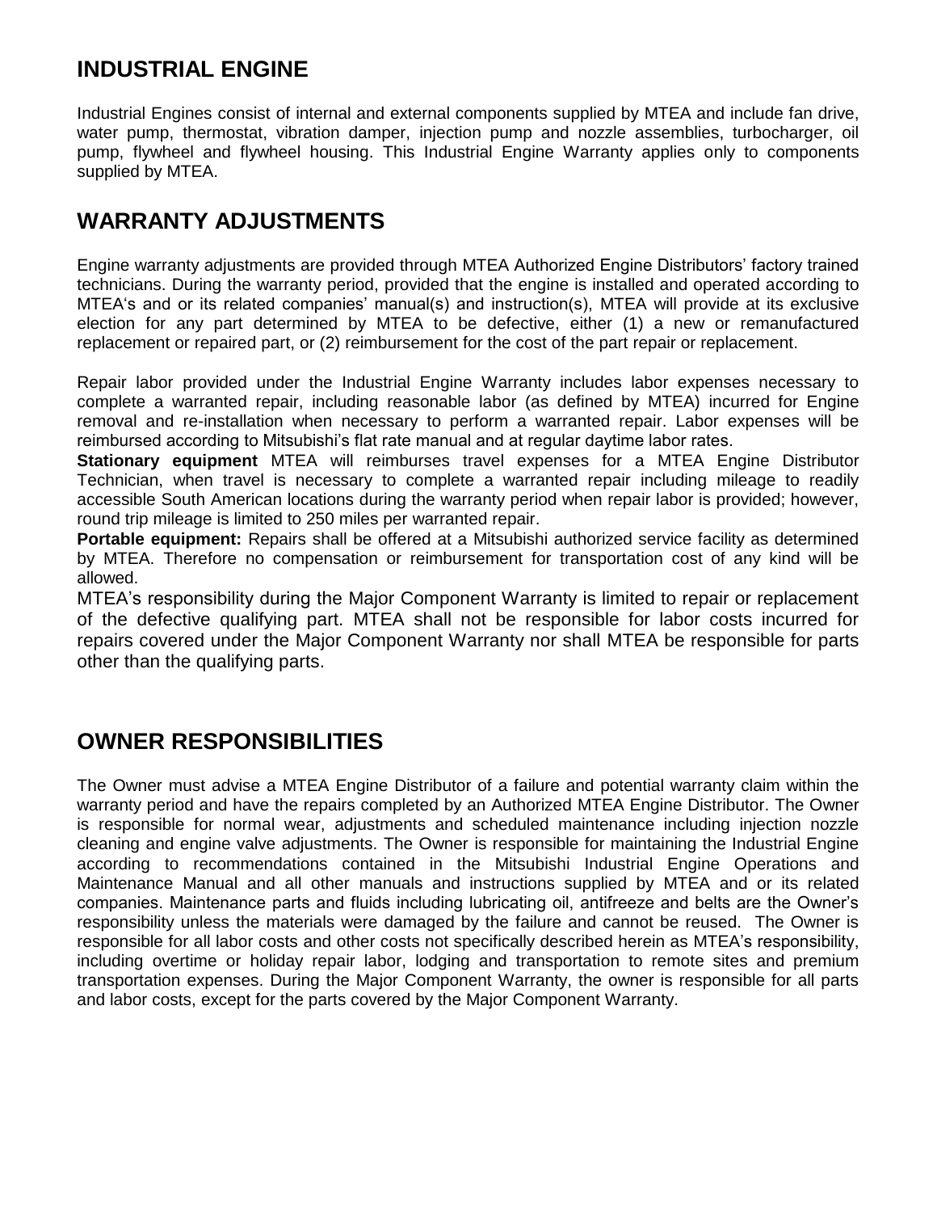## INDUSTRIAL ENGINE

Industrial Engines consist of internal and external components supplied by MTEA and include fan drive, water pump, thermostat, vibration damper, injection pump and nozzle assemblies, turbocharger, oil pump, flywheel and flywheel housing. This Industrial Engine Warranty applies only to components supplied by MTEA.

## WARRANTY ADJUSTMENTS

Engine warranty adjustments are provided through MTEA Authorized Engine Distributors' factory trained technicians. During the warranty period, provided that the engine is installed and operated according to MTEA's and or its related companies' manual(s) and instruction(s), MTEA will provide at its exclusive election for any part determined by MTEA to be defective, either (1) a new or remanufactured replacement or repaired part, or (2) reimbursement for the cost of the part repair or replacement.

Repair labor provided under the Industrial Engine Warranty includes labor expenses necessary to complete a warranted repair, including reasonable labor (as defined by MTEA) incurred for Engine removal and re-installation when necessary to perform a warranted repair. Labor expenses will be reimbursed according to Mitsubishi's flat rate manual and at regular daytime labor rates.

**Stationary equipment** MTEA will reimburses travel expenses for a MTEA Engine Distributor Technician, when travel is necessary to complete a warranted repair including mileage to readily accessible South American locations during the warranty period when repair labor is provided; however, round trip mileage is limited to 250 miles per warranted repair.

**Portable equipment:** Repairs shall be offered at a Mitsubishi authorized service facility as determined by MTEA. Therefore no compensation or reimbursement for transportation cost of any kind will be allowed.

MTEA's responsibility during the Major Component Warranty is limited to repair or replacement of the defective qualifying part. MTEA shall not be responsible for labor costs incurred for repairs covered under the Major Component Warranty nor shall MTEA be responsible for parts other than the qualifying parts.

## OWNER RESPONSIBILITIES

The Owner must advise a MTEA Engine Distributor of a failure and potential warranty claim within the warranty period and have the repairs completed by an Authorized MTEA Engine Distributor. The Owner is responsible for normal wear, adjustments and scheduled maintenance including injection nozzle cleaning and engine valve adjustments. The Owner is responsible for maintaining the Industrial Engine according to recommendations contained in the Mitsubishi Industrial Engine Operations and Maintenance Manual and all other manuals and instructions supplied by MTEA and or its related companies. Maintenance parts and fluids including lubricating oil, antifreeze and belts are the Owner's responsibility unless the materials were damaged by the failure and cannot be reused. The Owner is responsible for all labor costs and other costs not specifically described herein as MTEA's responsibility, including overtime or holiday repair labor, lodging and transportation to remote sites and premium transportation expenses. During the Major Component Warranty, the owner is responsible for all parts and labor costs, except for the parts covered by the Major Component Warranty.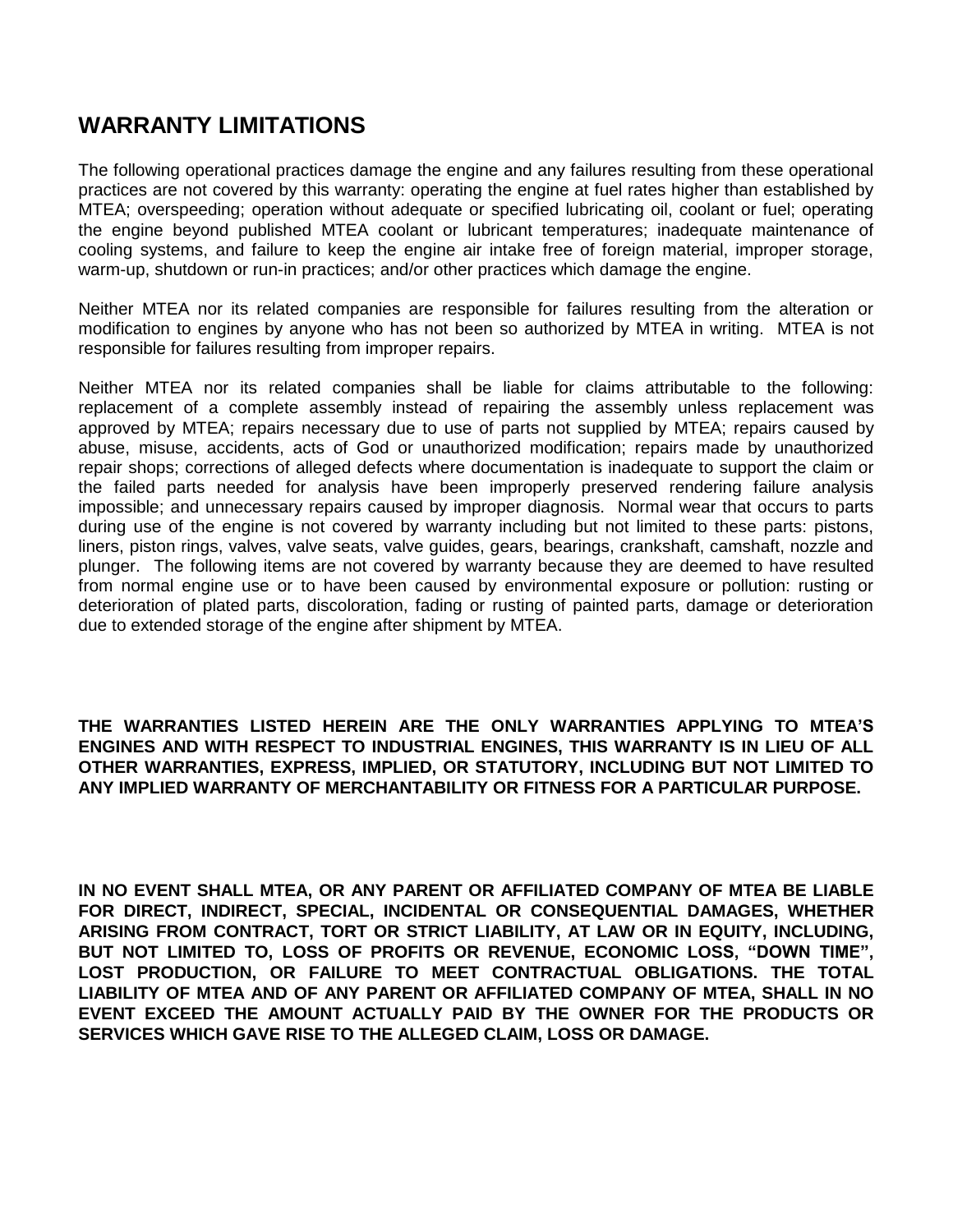## WARRANTY LIMITATIONS

The following operational practices damage the engine and any failures resulting from these operational practices are not covered by this warranty: operating the engine at fuel rates higher than established by MTEA; overspeeding; operation without adequate or specified lubricating oil, coolant or fuel; operating the engine beyond published MTEA coolant or lubricant temperatures; inadequate maintenance of cooling systems, and failure to keep the engine air intake free of foreign material, improper storage, warm-up, shutdown or run-in practices; and/or other practices which damage the engine.

Neither MTEA nor its related companies are responsible for failures resulting from the alteration or modification to engines by anyone who has not been so authorized by MTEA in writing. MTEA is not responsible for failures resulting from improper repairs.

Neither MTEA nor its related companies shall be liable for claims attributable to the following: replacement of a complete assembly instead of repairing the assembly unless replacement was approved by MTEA; repairs necessary due to use of parts not supplied by MTEA; repairs caused by abuse, misuse, accidents, acts of God or unauthorized modification; repairs made by unauthorized repair shops; corrections of alleged defects where documentation is inadequate to support the claim or the failed parts needed for analysis have been improperly preserved rendering failure analysis impossible; and unnecessary repairs caused by improper diagnosis. Normal wear that occurs to parts during use of the engine is not covered by warranty including but not limited to these parts: pistons, liners, piston rings, valves, valve seats, valve guides, gears, bearings, crankshaft, camshaft, nozzle and plunger. The following items are not covered by warranty because they are deemed to have resulted from normal engine use or to have been caused by environmental exposure or pollution: rusting or deterioration of plated parts, discoloration, fading or rusting of painted parts, damage or deterioration due to extended storage of the engine after shipment by MTEA.

**THE WARRANTIES LISTED HEREIN ARE THE ONLY WARRANTIES APPLYING TO MTEA'S ENGINES AND WITH RESPECT TO INDUSTRIAL ENGINES, THIS WARRANTY IS IN LIEU OF ALL OTHER WARRANTIES, EXPRESS, IMPLIED, OR STATUTORY, INCLUDING BUT NOT LIMITED TO ANY IMPLIED WARRANTY OF MERCHANTABILITY OR FITNESS FOR A PARTICULAR PURPOSE.**

**IN NO EVENT SHALL MTEA, OR ANY PARENT OR AFFILIATED COMPANY OF MTEA BE LIABLE FOR DIRECT, INDIRECT, SPECIAL, INCIDENTAL OR CONSEQUENTIAL DAMAGES, WHETHER ARISING FROM CONTRACT, TORT OR STRICT LIABILITY, AT LAW OR IN EQUITY, INCLUDING, BUT NOT LIMITED TO, LOSS OF PROFITS OR REVENUE, ECONOMIC LOSS, "DOWN TIME", LOST PRODUCTION, OR FAILURE TO MEET CONTRACTUAL OBLIGATIONS. THE TOTAL LIABILITY OF MTEA AND OF ANY PARENT OR AFFILIATED COMPANY OF MTEA, SHALL IN NO EVENT EXCEED THE AMOUNT ACTUALLY PAID BY THE OWNER FOR THE PRODUCTS OR SERVICES WHICH GAVE RISE TO THE ALLEGED CLAIM, LOSS OR DAMAGE.**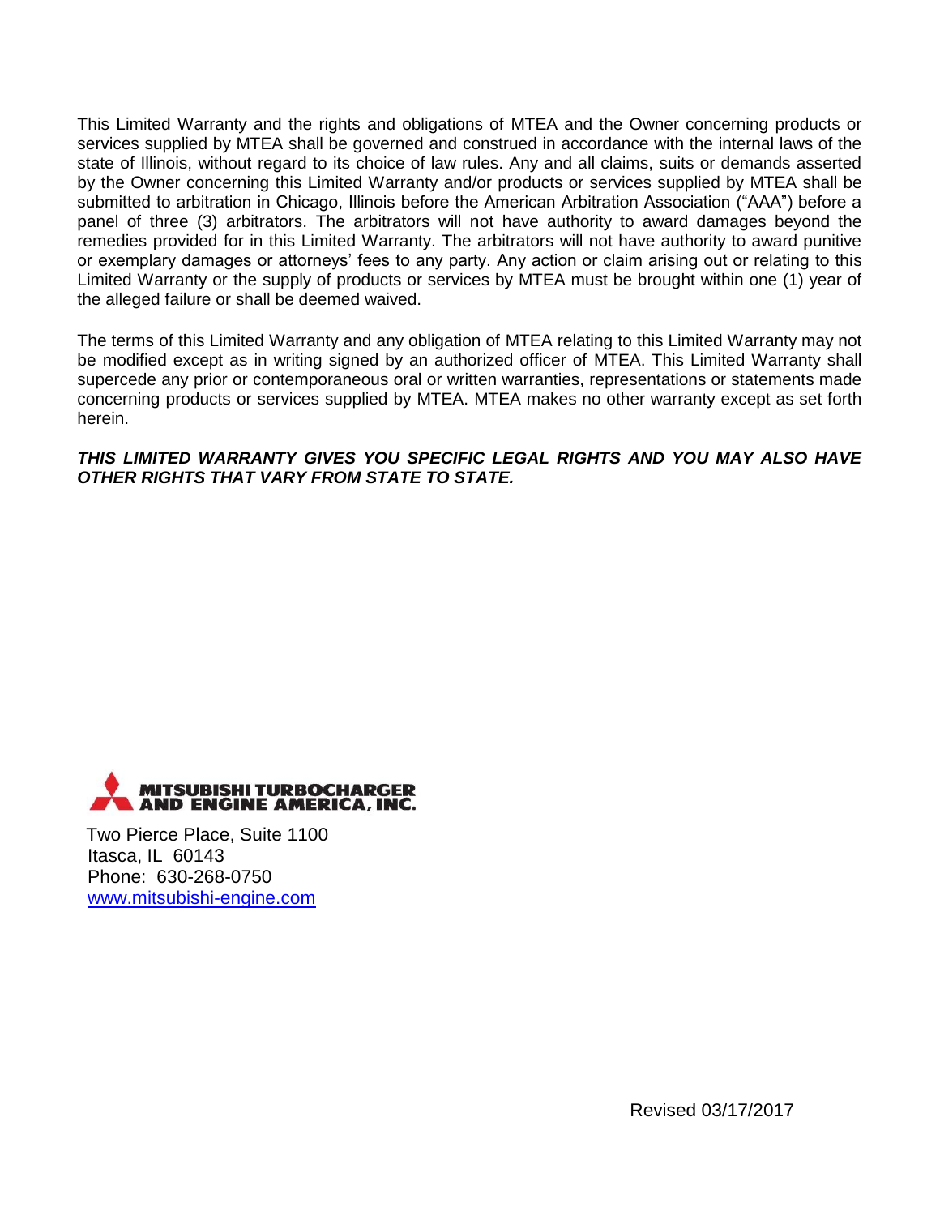This Limited Warranty and the rights and obligations of MTEA and the Owner concerning products or services supplied by MTEA shall be governed and construed in accordance with the internal laws of the state of Illinois, without regard to its choice of law rules. Any and all claims, suits or demands asserted by the Owner concerning this Limited Warranty and/or products or services supplied by MTEA shall be submitted to arbitration in Chicago, Illinois before the American Arbitration Association ("AAA") before a panel of three (3) arbitrators. The arbitrators will not have authority to award damages beyond the remedies provided for in this Limited Warranty. The arbitrators will not have authority to award punitive or exemplary damages or attorneys' fees to any party. Any action or claim arising out or relating to this Limited Warranty or the supply of products or services by MTEA must be brought within one (1) year of the alleged failure or shall be deemed waived.

The terms of this Limited Warranty and any obligation of MTEA relating to this Limited Warranty may not be modified except as in writing signed by an authorized officer of MTEA. This Limited Warranty shall supercede any prior or contemporaneous oral or written warranties, representations or statements made concerning products or services supplied by MTEA. MTEA makes no other warranty except as set forth herein.

***THIS LIMITED WARRANTY GIVES YOU SPECIFIC LEGAL RIGHTS AND YOU MAY ALSO HAVE OTHER RIGHTS THAT VARY FROM STATE TO STATE.***

**MITSUBISHI TURBOCHARGER AND ENGINE AMERICA, INC.**

Two Pierce Place, Suite 1100
Itasca, IL 60143
Phone: 630-268-0750
www.mitsubishi-engine.com

Revised 03/17/2017